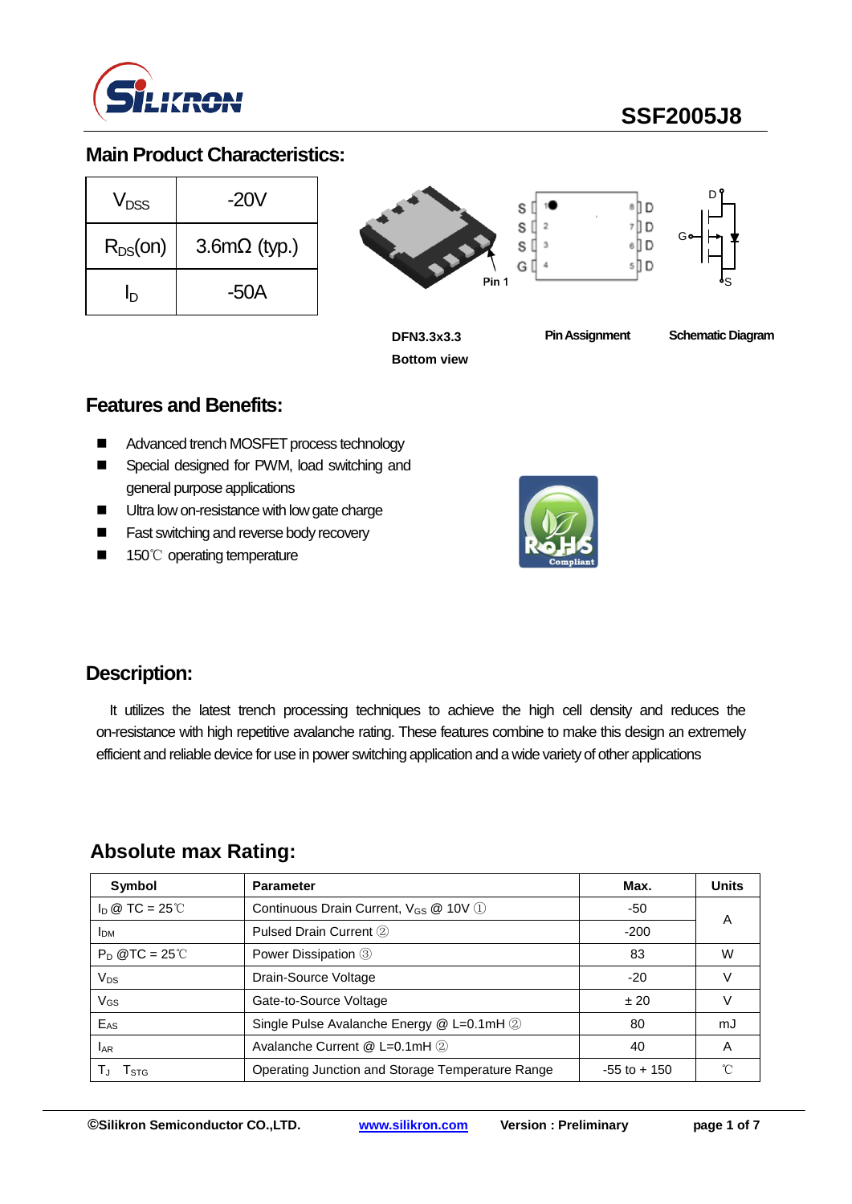SSF2005J8

## Main Product Characteristics:

| | |
|---|---|
| $V_{DSS}$ | -20V |
| $R_{DS}(on)$ | 3.6mΩ (typ.) |
| $I_D$ | -50A |

DFN3.3x3.3 Bottom view

Pin Assignment

Schematic Diagram

## Features and Benefits:

- Advanced trench MOSFET process technology
- Special designed for PWM, load switching and general purpose applications
- Ultra low on-resistance with low gate charge
- Fast switching and reverse body recovery
- 150℃ operating temperature

## Description:

It utilizes the latest trench processing techniques to achieve the high cell density and reduces the on-resistance with high repetitive avalanche rating. These features combine to make this design an extremely efficient and reliable device for use in power switching application and a wide variety of other applications

## Absolute max Rating:

| Symbol | Parameter | Max. | Units |
|---|---|---|---|
| $I_D$ @ TC = 25℃ | Continuous Drain Current, $V_{GS}$ @ 10V ① | -50 | A |
| $I_{DM}$ | Pulsed Drain Current ② | -200 | |
| $P_D$ @TC = 25℃ | Power Dissipation ③ | 83 | W |
| $V_{DS}$ | Drain-Source Voltage | -20 | V |
| $V_{GS}$ | Gate-to-Source Voltage | ± 20 | V |
| $E_{AS}$ | Single Pulse Avalanche Energy @ L=0.1mH ② | 80 | mJ |
| $I_{AR}$ | Avalanche Current @ L=0.1mH ② | 40 | A |
| $T_J$ $T_{STG}$ | Operating Junction and Storage Temperature Range | -55 to + 150 | ℃ |

©Silikron Semiconductor CO.,LTD. www.silikron.com Version : Preliminary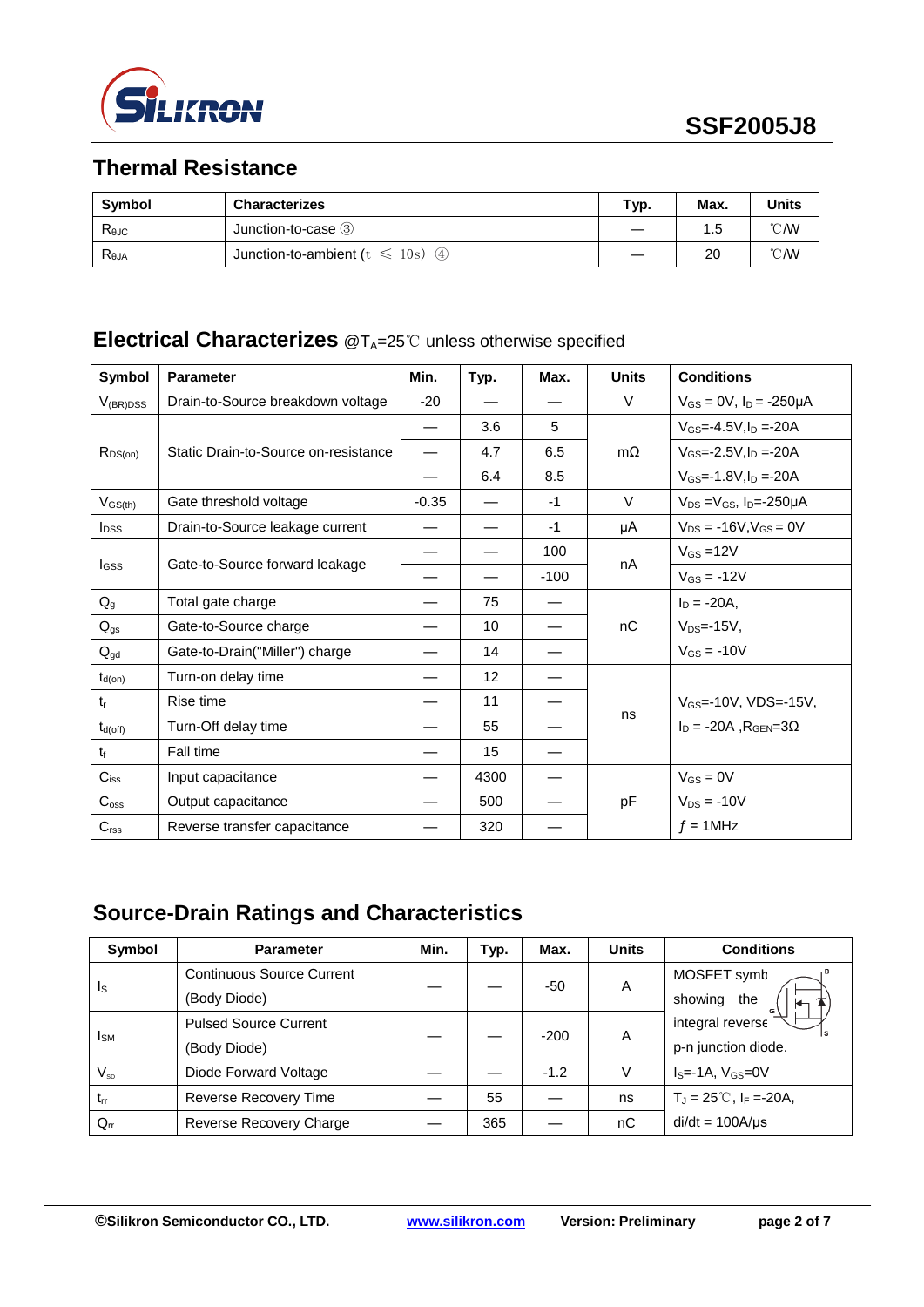## Thermal Resistance

| Symbol | Characterizes | Typ. | Max. | Units |
|---|---|---|---|---|
| $R_{\theta JC}$ | Junction-to-case ③ | — | 1.5 | ℃/W |
| $R_{\theta JA}$ | Junction-to-ambient (t ≤ 10s) ④ | — | 20 | ℃/W |

## Electrical Characterizes @$T_A$=25℃ unless otherwise specified

| Symbol | Parameter | Min. | Typ. | Max. | Units | Conditions |
|---|---|---|---|---|---|---|
| $V_{(BR)DSS}$ | Drain-to-Source breakdown voltage | -20 | — | — | V | $V_{GS}$ = 0V, $I_D$ = -250μA |
| $R_{DS(on)}$ | Static Drain-to-Source on-resistance | — | 3.6 | 5 | mΩ | $V_{GS}$=-4.5V,$I_D$ =-20A |
| | | — | 4.7 | 6.5 | | $V_{GS}$=-2.5V,$I_D$ =-20A |
| | | — | 6.4 | 8.5 | | $V_{GS}$=-1.8V,$I_D$ =-20A |
| $V_{GS(th)}$ | Gate threshold voltage | -0.35 | — | -1 | V | $V_{DS}$ =$V_{GS}$, $I_D$=-250μA |
| $I_{DSS}$ | Drain-to-Source leakage current | — | — | -1 | μA | $V_{DS}$ = -16V,$V_{GS}$ = 0V |
| $I_{GSS}$ | Gate-to-Source forward leakage | — | — | 100 | nA | $V_{GS}$ =12V |
| | | — | — | -100 | | $V_{GS}$ = -12V |
| $Q_g$ | Total gate charge | — | 75 | — | nC | $I_D$ = -20A, |
| $Q_{gs}$ | Gate-to-Source charge | — | 10 | — | | $V_{DS}$=-15V, |
| $Q_{gd}$ | Gate-to-Drain("Miller") charge | — | 14 | — | | $V_{GS}$ = -10V |
| $t_{d(on)}$ | Turn-on delay time | — | 12 | — | ns | $V_{GS}$=-10V, VDS=-15V, |
| $t_r$ | Rise time | — | 11 | — | | $I_D$ = -20A ,$R_{GEN}$=3Ω |
| $t_{d(off)}$ | Turn-Off delay time | — | 55 | — | | |
| $t_f$ | Fall time | — | 15 | — | | |
| $C_{iss}$ | Input capacitance | — | 4300 | — | pF | $V_{GS}$ = 0V |
| $C_{oss}$ | Output capacitance | — | 500 | — | | $V_{DS}$ = -10V |
| $C_{rss}$ | Reverse transfer capacitance | — | 320 | — | | $f$ = 1MHz |

## Source-Drain Ratings and Characteristics

| Symbol | Parameter | Min. | Typ. | Max. | Units | Conditions |
|---|---|---|---|---|---|---|
| $I_S$ | Continuous Source Current (Body Diode) | — | — | -50 | A | MOSFET symbol showing the integral reverse p-n junction diode. |
| $I_{SM}$ | Pulsed Source Current (Body Diode) | — | — | -200 | A | |
| $V_{SD}$ | Diode Forward Voltage | — | — | -1.2 | V | $I_S$=-1A, $V_{GS}$=0V |
| $t_{rr}$ | Reverse Recovery Time | — | 55 | — | ns | $T_J$ = 25℃, $I_F$ =-20A, |
| $Q_{rr}$ | Reverse Recovery Charge | — | 365 | — | nC | di/dt = 100A/μs |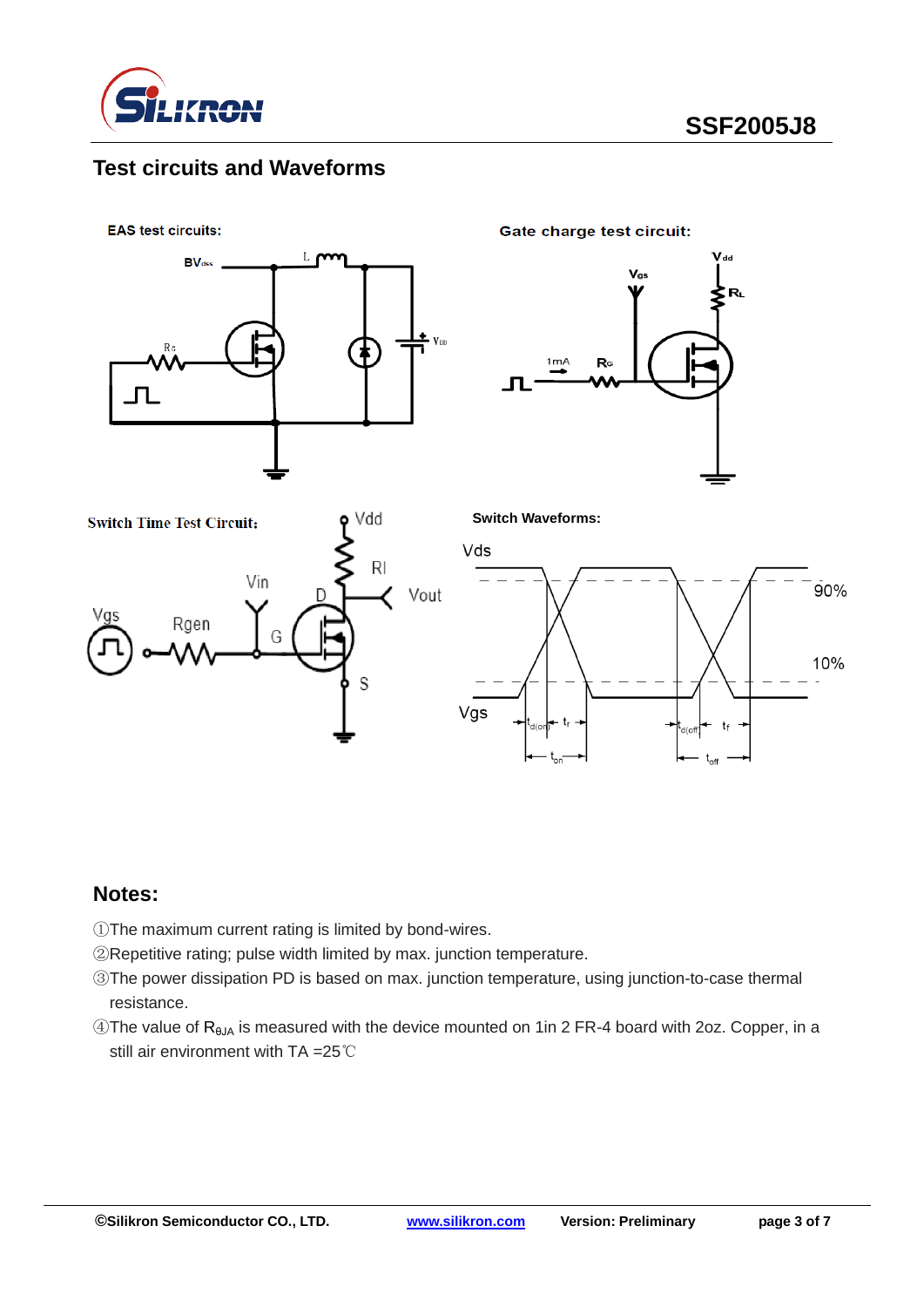## Test circuits and Waveforms

**EAS test circuits:**

**Gate charge test circuit:**

**Switch Time Test Circuit:**

**Switch Waveforms:**

## Notes:

①The maximum current rating is limited by bond-wires.

②Repetitive rating; pulse width limited by max. junction temperature.

③The power dissipation PD is based on max. junction temperature, using junction-to-case thermal resistance.

④The value of $R_{\theta JA}$ is measured with the device mounted on 1in 2 FR-4 board with 2oz. Copper, in a still air environment with TA =25℃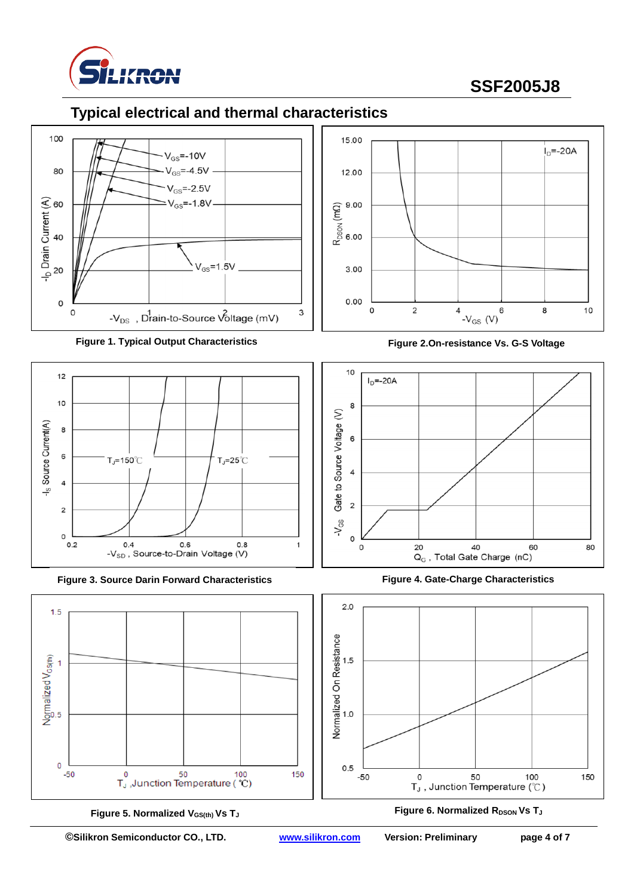## Typical electrical and thermal characteristics

Figure 1. Typical Output Characteristics

Figure 2.On-resistance Vs. G-S Voltage

Figure 3. Source Darin Forward Characteristics

Figure 4. Gate-Charge Characteristics

Figure 5. Normalized $V_{GS(th)}$ Vs $T_J$

Figure 6. Normalized $R_{DSON}$ Vs $T_J$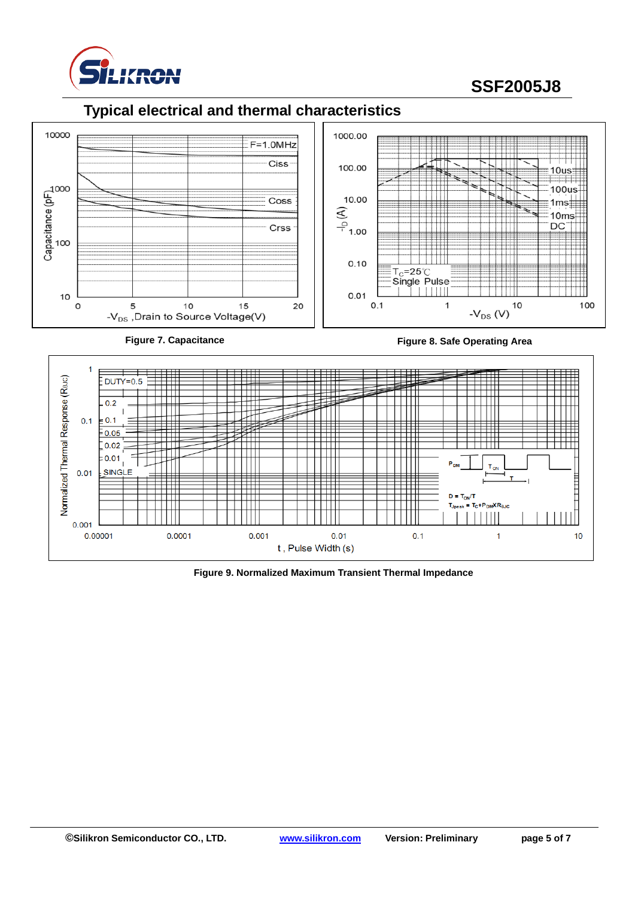## Typical electrical and thermal characteristics

Figure 7. Capacitance

Figure 8. Safe Operating Area

Figure 9. Normalized Maximum Transient Thermal Impedance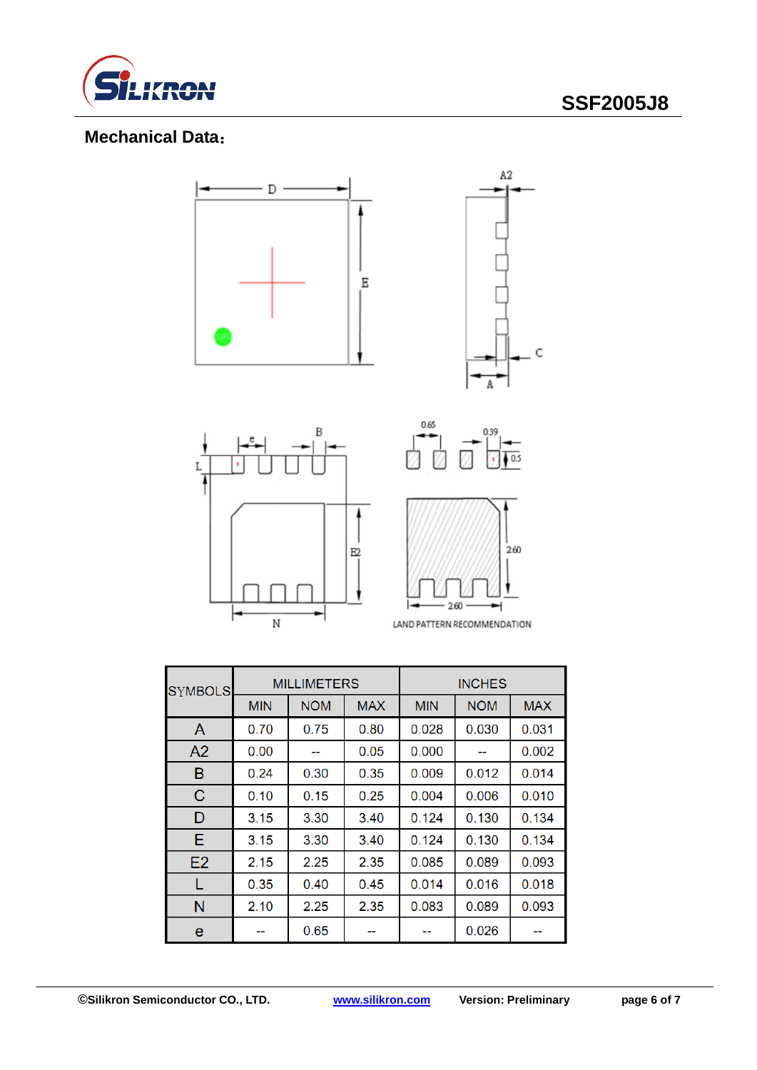SSF2005J8

## Mechanical Data：

LAND PATTERN RECOMMENDATION

| SYMBOLS | MILLIMETERS | | | INCHES | | |
|---|---|---|---|---|---|---|
| | MIN | NOM | MAX | MIN | NOM | MAX |
| A | 0.70 | 0.75 | 0.80 | 0.028 | 0.030 | 0.031 |
| A2 | 0.00 | -- | 0.05 | 0.000 | -- | 0.002 |
| B | 0.24 | 0.30 | 0.35 | 0.009 | 0.012 | 0.014 |
| C | 0.10 | 0.15 | 0.25 | 0.004 | 0.006 | 0.010 |
| D | 3.15 | 3.30 | 3.40 | 0.124 | 0.130 | 0.134 |
| E | 3.15 | 3.30 | 3.40 | 0.124 | 0.130 | 0.134 |
| E2 | 2.15 | 2.25 | 2.35 | 0.085 | 0.089 | 0.093 |
| L | 0.35 | 0.40 | 0.45 | 0.014 | 0.016 | 0.018 |
| N | 2.10 | 2.25 | 2.35 | 0.083 | 0.089 | 0.093 |
| e | -- | 0.65 | -- | -- | 0.026 | -- |

©Silikron Semiconductor CO., LTD. www.silikron.com Version: Preliminary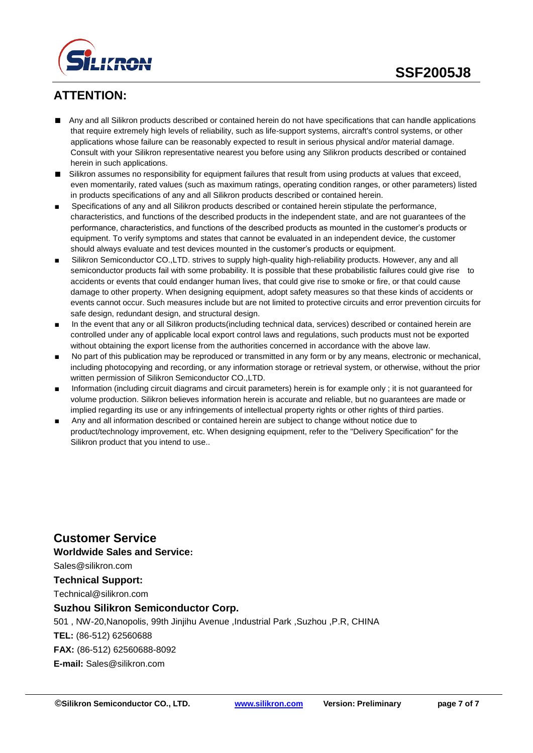## ATTENTION:

- Any and all Silikron products described or contained herein do not have specifications that can handle applications that require extremely high levels of reliability, such as life-support systems, aircraft's control systems, or other applications whose failure can be reasonably expected to result in serious physical and/or material damage. Consult with your Silikron representative nearest you before using any Silikron products described or contained herein in such applications.
- Silikron assumes no responsibility for equipment failures that result from using products at values that exceed, even momentarily, rated values (such as maximum ratings, operating condition ranges, or other parameters) listed in products specifications of any and all Silikron products described or contained herein.
- Specifications of any and all Silikron products described or contained herein stipulate the performance, characteristics, and functions of the described products in the independent state, and are not guarantees of the performance, characteristics, and functions of the described products as mounted in the customer's products or equipment. To verify symptoms and states that cannot be evaluated in an independent device, the customer should always evaluate and test devices mounted in the customer's products or equipment.
- Silikron Semiconductor CO.,LTD. strives to supply high-quality high-reliability products. However, any and all semiconductor products fail with some probability. It is possible that these probabilistic failures could give rise to accidents or events that could endanger human lives, that could give rise to smoke or fire, or that could cause damage to other property. When designing equipment, adopt safety measures so that these kinds of accidents or events cannot occur. Such measures include but are not limited to protective circuits and error prevention circuits for safe design, redundant design, and structural design.
- In the event that any or all Silikron products(including technical data, services) described or contained herein are controlled under any of applicable local export control laws and regulations, such products must not be exported without obtaining the export license from the authorities concerned in accordance with the above law.
- No part of this publication may be reproduced or transmitted in any form or by any means, electronic or mechanical, including photocopying and recording, or any information storage or retrieval system, or otherwise, without the prior written permission of Silikron Semiconductor CO.,LTD.
- Information (including circuit diagrams and circuit parameters) herein is for example only ; it is not guaranteed for volume production. Silikron believes information herein is accurate and reliable, but no guarantees are made or implied regarding its use or any infringements of intellectual property rights or other rights of third parties.
- Any and all information described or contained herein are subject to change without notice due to product/technology improvement, etc. When designing equipment, refer to the "Delivery Specification" for the Silikron product that you intend to use..

## Customer Service

**Worldwide Sales and Service:**

Sales@silikron.com

**Technical Support:**

Technical@silikron.com

### Suzhou Silikron Semiconductor Corp.

501 , NW-20,Nanopolis, 99th Jinjihu Avenue ,Industrial Park ,Suzhou ,P.R, CHINA

**TEL:** (86-512) 62560688

**FAX:** (86-512) 62560688-8092

**E-mail:** Sales@silikron.com